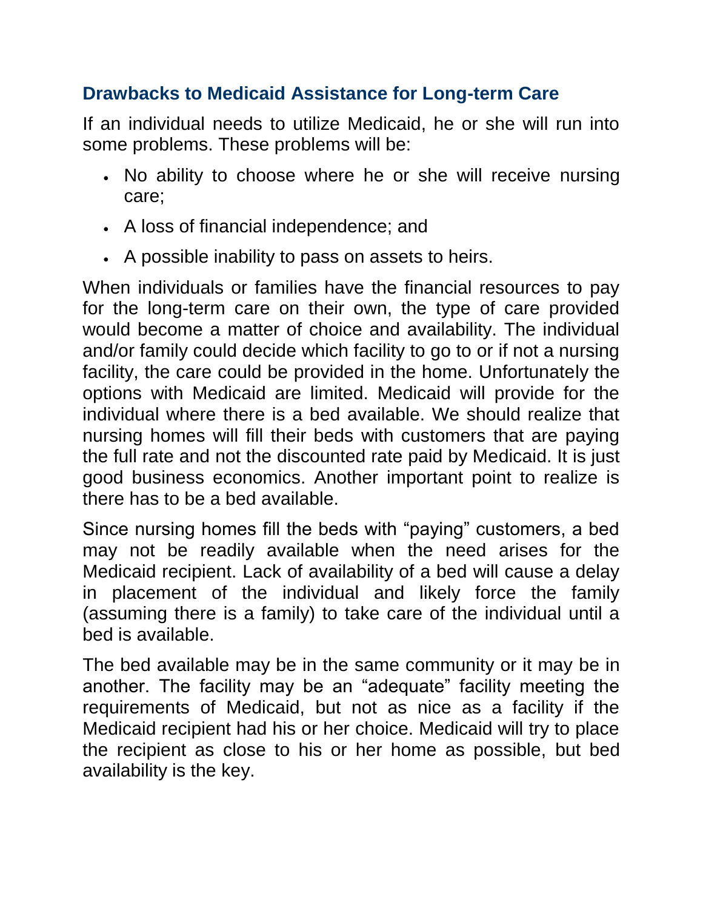## Drawbacks to Medicaid Assistance for Long-term Care

If an individual needs to utilize Medicaid, he or she will run into some problems. These problems will be:

- No ability to choose where he or she will receive nursing care;
- A loss of financial independence; and
- A possible inability to pass on assets to heirs.

When individuals or families have the financial resources to pay for the long-term care on their own, the type of care provided would become a matter of choice and availability. The individual and/or family could decide which facility to go to or if not a nursing facility, the care could be provided in the home. Unfortunately the options with Medicaid are limited. Medicaid will provide for the individual where there is a bed available. We should realize that nursing homes will fill their beds with customers that are paying the full rate and not the discounted rate paid by Medicaid. It is just good business economics. Another important point to realize is there has to be a bed available.

Since nursing homes fill the beds with "paying" customers, a bed may not be readily available when the need arises for the Medicaid recipient. Lack of availability of a bed will cause a delay in placement of the individual and likely force the family (assuming there is a family) to take care of the individual until a bed is available.

The bed available may be in the same community or it may be in another. The facility may be an "adequate" facility meeting the requirements of Medicaid, but not as nice as a facility if the Medicaid recipient had his or her choice. Medicaid will try to place the recipient as close to his or her home as possible, but bed availability is the key.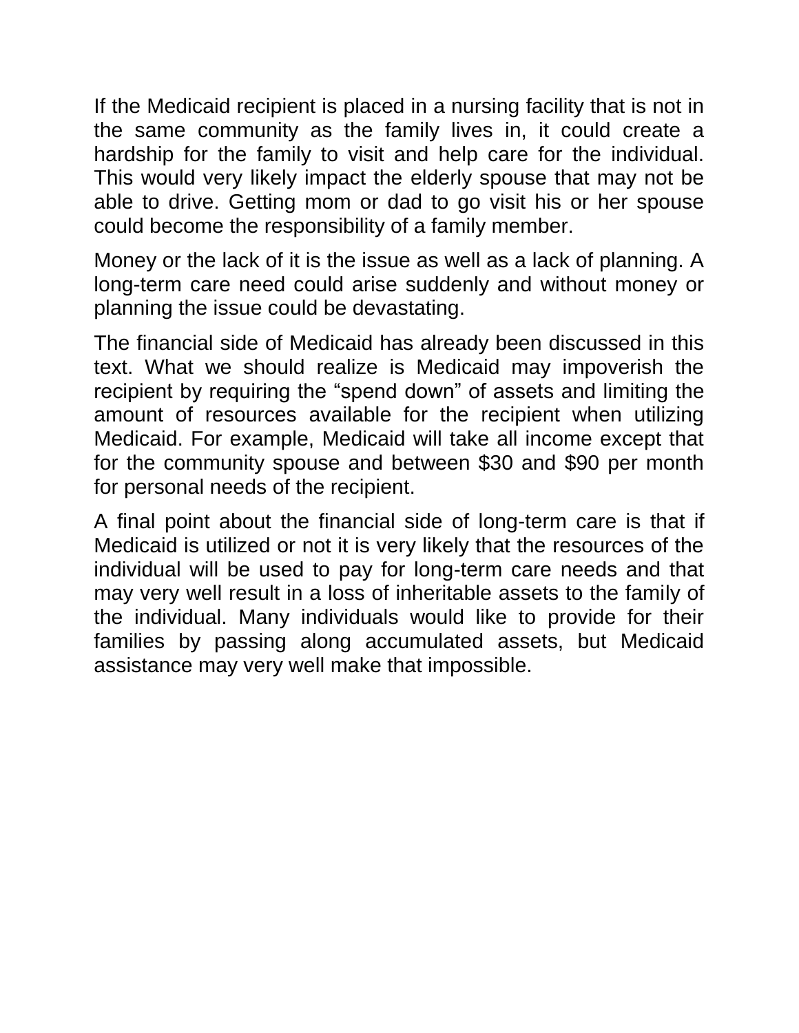If the Medicaid recipient is placed in a nursing facility that is not in the same community as the family lives in, it could create a hardship for the family to visit and help care for the individual. This would very likely impact the elderly spouse that may not be able to drive. Getting mom or dad to go visit his or her spouse could become the responsibility of a family member.

Money or the lack of it is the issue as well as a lack of planning. A long-term care need could arise suddenly and without money or planning the issue could be devastating.

The financial side of Medicaid has already been discussed in this text. What we should realize is Medicaid may impoverish the recipient by requiring the "spend down" of assets and limiting the amount of resources available for the recipient when utilizing Medicaid. For example, Medicaid will take all income except that for the community spouse and between $30 and $90 per month for personal needs of the recipient.

A final point about the financial side of long-term care is that if Medicaid is utilized or not it is very likely that the resources of the individual will be used to pay for long-term care needs and that may very well result in a loss of inheritable assets to the family of the individual. Many individuals would like to provide for their families by passing along accumulated assets, but Medicaid assistance may very well make that impossible.